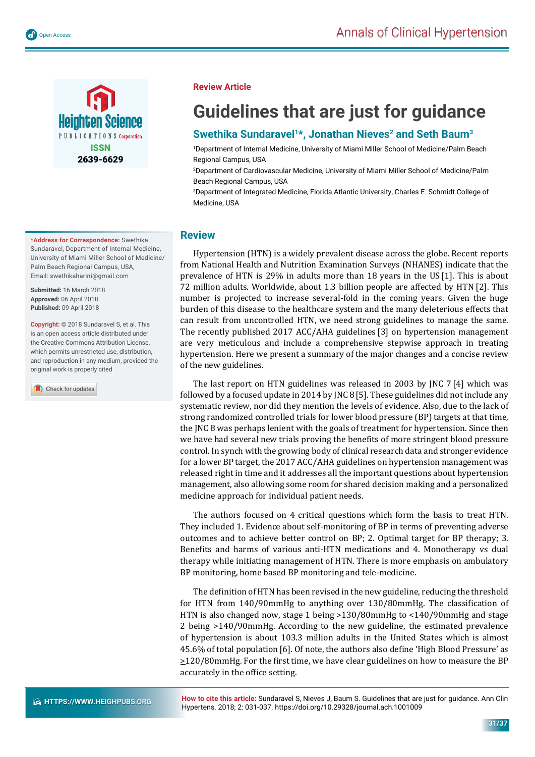Review Article

# Guidelines that are just for guidance

**Swethika Sundaravel[1]*, Jonathan Nieves[2] and Seth Baum[3]**

[1]Department of Internal Medicine, University of Miami Miller School of Medicine/Palm Beach Regional Campus, USA

[2]Department of Cardiovascular Medicine, University of Miami Miller School of Medicine/Palm Beach Regional Campus, USA

[3]Department of Integrated Medicine, Florida Atlantic University, Charles E. Schmidt College of Medicine, USA

**\*Address for Correspondence:** Swethika Sundaravel, Department of Internal Medicine, University of Miami Miller School of Medicine/ Palm Beach Regional Campus, USA, Email: swethikaharini@gmail.com

**Submitted:** 16 March 2018
**Approved:** 06 April 2018
**Published:** 09 April 2018

**Copyright:** © 2018 Sundaravel S, et al. This is an open access article distributed under the Creative Commons Attribution License, which permits unrestricted use, distribution, and reproduction in any medium, provided the original work is properly cited

## Review

Hypertension (HTN) is a widely prevalent disease across the globe. Recent reports from National Health and Nutrition Examination Surveys (NHANES) indicate that the prevalence of HTN is 29% in adults more than 18 years in the US [1]. This is about 72 million adults. Worldwide, about 1.3 billion people are affected by HTN [2]. This number is projected to increase several-fold in the coming years. Given the huge burden of this disease to the healthcare system and the many deleterious effects that can result from uncontrolled HTN, we need strong guidelines to manage the same. The recently published 2017 ACC/AHA guidelines [3] on hypertension management are very meticulous and include a comprehensive stepwise approach in treating hypertension. Here we present a summary of the major changes and a concise review of the new guidelines.

The last report on HTN guidelines was released in 2003 by JNC 7 [4] which was followed by a focused update in 2014 by JNC 8 [5]. These guidelines did not include any systematic review, nor did they mention the levels of evidence. Also, due to the lack of strong randomized controlled trials for lower blood pressure (BP) targets at that time, the JNC 8 was perhaps lenient with the goals of treatment for hypertension. Since then we have had several new trials proving the benefits of more stringent blood pressure control. In synch with the growing body of clinical research data and stronger evidence for a lower BP target, the 2017 ACC/AHA guidelines on hypertension management was released right in time and it addresses all the important questions about hypertension management, also allowing some room for shared decision making and a personalized medicine approach for individual patient needs.

The authors focused on 4 critical questions which form the basis to treat HTN. They included 1. Evidence about self-monitoring of BP in terms of preventing adverse outcomes and to achieve better control on BP; 2. Optimal target for BP therapy; 3. Benefits and harms of various anti-HTN medications and 4. Monotherapy vs dual therapy while initiating management of HTN. There is more emphasis on ambulatory BP monitoring, home based BP monitoring and tele-medicine.

The definition of HTN has been revised in the new guideline, reducing the threshold for HTN from 140/90mmHg to anything over 130/80mmHg. The classification of HTN is also changed now, stage 1 being >130/80mmHg to <140/90mmHg and stage 2 being >140/90mmHg. According to the new guideline, the estimated prevalence of hypertension is about 103.3 million adults in the United States which is almost 45.6% of total population [6]. Of note, the authors also define 'High Blood Pressure' as ≥120/80mmHg. For the first time, we have clear guidelines on how to measure the BP accurately in the office setting.

**How to cite this article:** Sundaravel S, Nieves J, Baum S. Guidelines that are just for guidance. Ann Clin Hypertens. 2018; 2: 031-037. https://doi.org/10.29328/journal.ach.1001009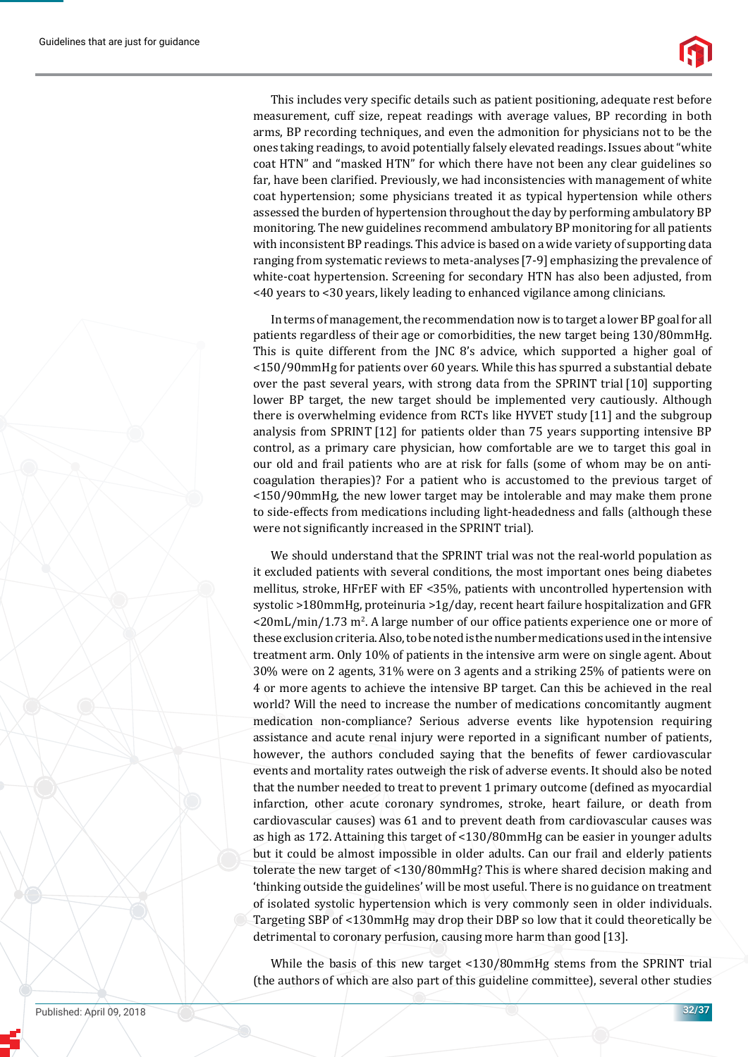This includes very specific details such as patient positioning, adequate rest before measurement, cuff size, repeat readings with average values, BP recording in both arms, BP recording techniques, and even the admonition for physicians not to be the ones taking readings, to avoid potentially falsely elevated readings. Issues about "white coat HTN" and "masked HTN" for which there have not been any clear guidelines so far, have been clarified. Previously, we had inconsistencies with management of white coat hypertension; some physicians treated it as typical hypertension while others assessed the burden of hypertension throughout the day by performing ambulatory BP monitoring. The new guidelines recommend ambulatory BP monitoring for all patients with inconsistent BP readings. This advice is based on a wide variety of supporting data ranging from systematic reviews to meta-analyses [7-9] emphasizing the prevalence of white-coat hypertension. Screening for secondary HTN has also been adjusted, from <40 years to <30 years, likely leading to enhanced vigilance among clinicians.

In terms of management, the recommendation now is to target a lower BP goal for all patients regardless of their age or comorbidities, the new target being 130/80mmHg. This is quite different from the JNC 8's advice, which supported a higher goal of <150/90mmHg for patients over 60 years. While this has spurred a substantial debate over the past several years, with strong data from the SPRINT trial [10] supporting lower BP target, the new target should be implemented very cautiously. Although there is overwhelming evidence from RCTs like HYVET study [11] and the subgroup analysis from SPRINT [12] for patients older than 75 years supporting intensive BP control, as a primary care physician, how comfortable are we to target this goal in our old and frail patients who are at risk for falls (some of whom may be on anti-coagulation therapies)? For a patient who is accustomed to the previous target of <150/90mmHg, the new lower target may be intolerable and may make them prone to side-effects from medications including light-headedness and falls (although these were not significantly increased in the SPRINT trial).

We should understand that the SPRINT trial was not the real-world population as it excluded patients with several conditions, the most important ones being diabetes mellitus, stroke, HFrEF with EF <35%, patients with uncontrolled hypertension with systolic >180mmHg, proteinuria >1g/day, recent heart failure hospitalization and GFR <20mL/min/1.73 $m^2$. A large number of our office patients experience one or more of these exclusion criteria. Also, to be noted is the number medications used in the intensive treatment arm. Only 10% of patients in the intensive arm were on single agent. About 30% were on 2 agents, 31% were on 3 agents and a striking 25% of patients were on 4 or more agents to achieve the intensive BP target. Can this be achieved in the real world? Will the need to increase the number of medications concomitantly augment medication non-compliance? Serious adverse events like hypotension requiring assistance and acute renal injury were reported in a significant number of patients, however, the authors concluded saying that the benefits of fewer cardiovascular events and mortality rates outweigh the risk of adverse events. It should also be noted that the number needed to treat to prevent 1 primary outcome (defined as myocardial infarction, other acute coronary syndromes, stroke, heart failure, or death from cardiovascular causes) was 61 and to prevent death from cardiovascular causes was as high as 172. Attaining this target of <130/80mmHg can be easier in younger adults but it could be almost impossible in older adults. Can our frail and elderly patients tolerate the new target of <130/80mmHg? This is where shared decision making and 'thinking outside the guidelines' will be most useful. There is no guidance on treatment of isolated systolic hypertension which is very commonly seen in older individuals. Targeting SBP of <130mmHg may drop their DBP so low that it could theoretically be detrimental to coronary perfusion, causing more harm than good [13].

While the basis of this new target <130/80mmHg stems from the SPRINT trial (the authors of which are also part of this guideline committee), several other studies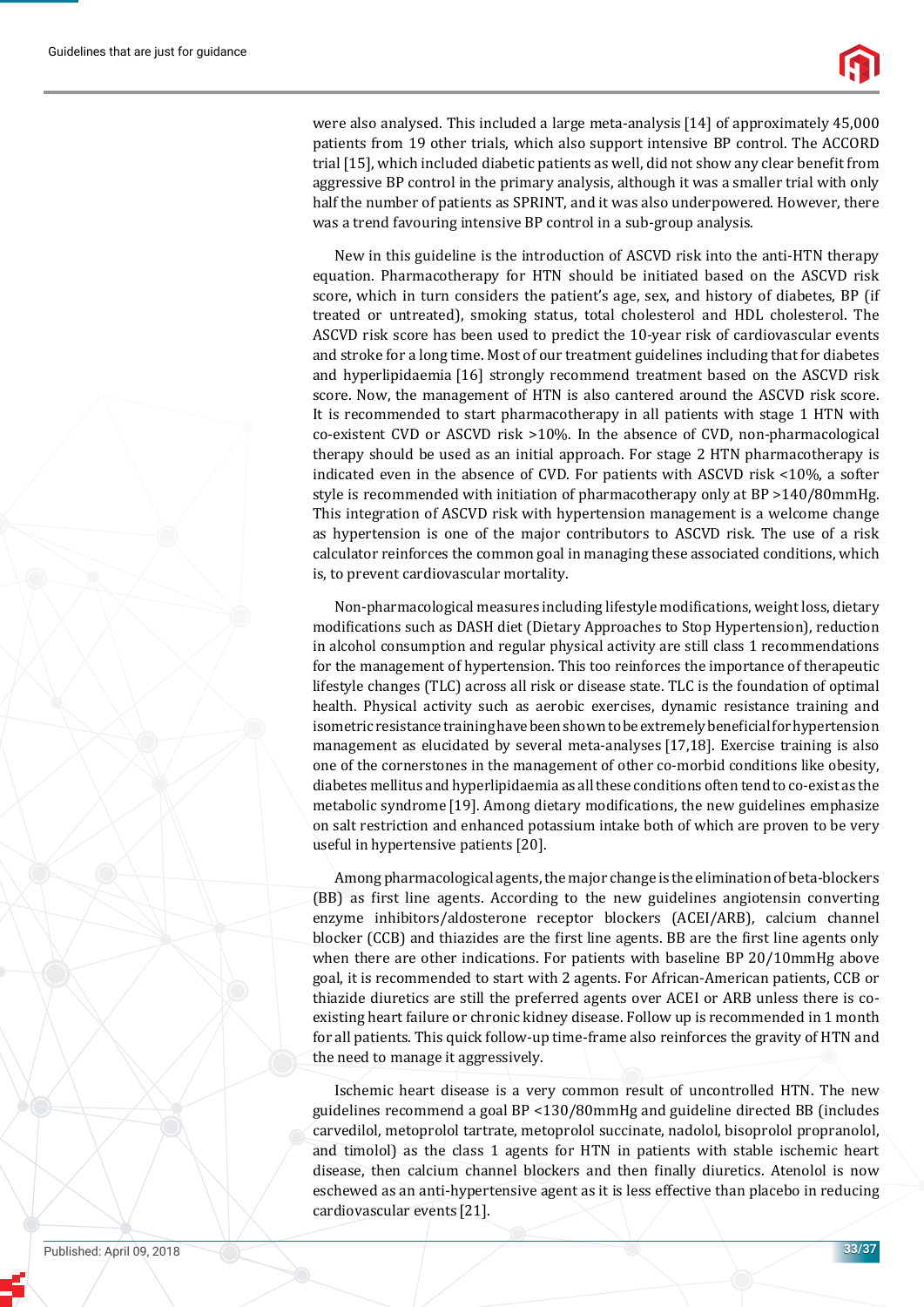were also analysed. This included a large meta-analysis [14] of approximately 45,000 patients from 19 other trials, which also support intensive BP control. The ACCORD trial [15], which included diabetic patients as well, did not show any clear benefit from aggressive BP control in the primary analysis, although it was a smaller trial with only half the number of patients as SPRINT, and it was also underpowered. However, there was a trend favouring intensive BP control in a sub-group analysis.

New in this guideline is the introduction of ASCVD risk into the anti-HTN therapy equation. Pharmacotherapy for HTN should be initiated based on the ASCVD risk score, which in turn considers the patient's age, sex, and history of diabetes, BP (if treated or untreated), smoking status, total cholesterol and HDL cholesterol. The ASCVD risk score has been used to predict the 10-year risk of cardiovascular events and stroke for a long time. Most of our treatment guidelines including that for diabetes and hyperlipidaemia [16] strongly recommend treatment based on the ASCVD risk score. Now, the management of HTN is also cantered around the ASCVD risk score. It is recommended to start pharmacotherapy in all patients with stage 1 HTN with co-existent CVD or ASCVD risk >10%. In the absence of CVD, non-pharmacological therapy should be used as an initial approach. For stage 2 HTN pharmacotherapy is indicated even in the absence of CVD. For patients with ASCVD risk <10%, a softer style is recommended with initiation of pharmacotherapy only at BP >140/80mmHg. This integration of ASCVD risk with hypertension management is a welcome change as hypertension is one of the major contributors to ASCVD risk. The use of a risk calculator reinforces the common goal in managing these associated conditions, which is, to prevent cardiovascular mortality.

Non-pharmacological measures including lifestyle modifications, weight loss, dietary modifications such as DASH diet (Dietary Approaches to Stop Hypertension), reduction in alcohol consumption and regular physical activity are still class 1 recommendations for the management of hypertension. This too reinforces the importance of therapeutic lifestyle changes (TLC) across all risk or disease state. TLC is the foundation of optimal health. Physical activity such as aerobic exercises, dynamic resistance training and isometric resistance training have been shown to be extremely beneficial for hypertension management as elucidated by several meta-analyses [17,18]. Exercise training is also one of the cornerstones in the management of other co-morbid conditions like obesity, diabetes mellitus and hyperlipidaemia as all these conditions often tend to co-exist as the metabolic syndrome [19]. Among dietary modifications, the new guidelines emphasize on salt restriction and enhanced potassium intake both of which are proven to be very useful in hypertensive patients [20].

Among pharmacological agents, the major change is the elimination of beta-blockers (BB) as first line agents. According to the new guidelines angiotensin converting enzyme inhibitors/aldosterone receptor blockers (ACEI/ARB), calcium channel blocker (CCB) and thiazides are the first line agents. BB are the first line agents only when there are other indications. For patients with baseline BP 20/10mmHg above goal, it is recommended to start with 2 agents. For African-American patients, CCB or thiazide diuretics are still the preferred agents over ACEI or ARB unless there is co-existing heart failure or chronic kidney disease. Follow up is recommended in 1 month for all patients. This quick follow-up time-frame also reinforces the gravity of HTN and the need to manage it aggressively.

Ischemic heart disease is a very common result of uncontrolled HTN. The new guidelines recommend a goal BP <130/80mmHg and guideline directed BB (includes carvedilol, metoprolol tartrate, metoprolol succinate, nadolol, bisoprolol propranolol, and timolol) as the class 1 agents for HTN in patients with stable ischemic heart disease, then calcium channel blockers and then finally diuretics. Atenolol is now eschewed as an anti-hypertensive agent as it is less effective than placebo in reducing cardiovascular events [21].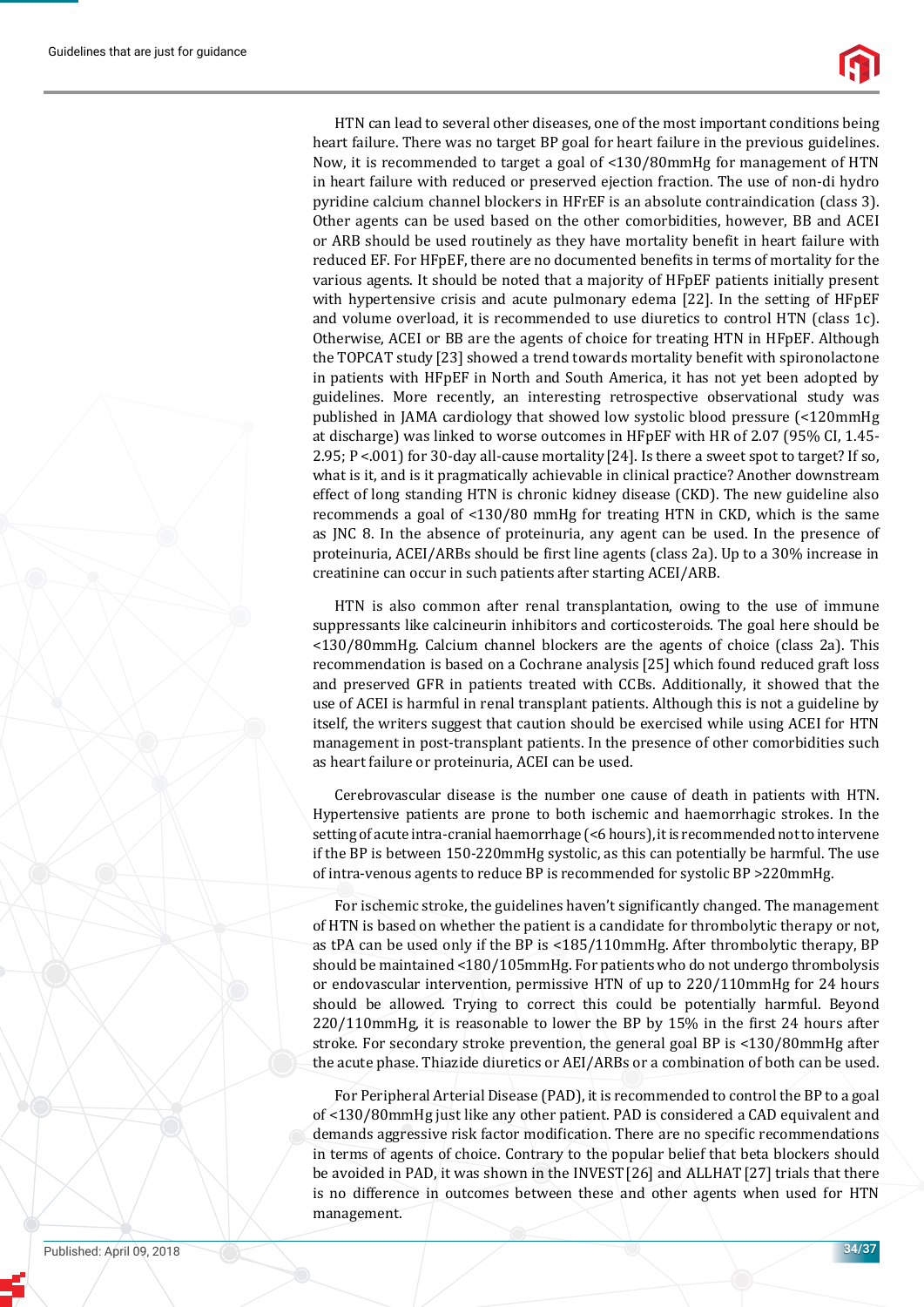HTN can lead to several other diseases, one of the most important conditions being heart failure. There was no target BP goal for heart failure in the previous guidelines. Now, it is recommended to target a goal of <130/80mmHg for management of HTN in heart failure with reduced or preserved ejection fraction. The use of non-di hydro pyridine calcium channel blockers in HFrEF is an absolute contraindication (class 3). Other agents can be used based on the other comorbidities, however, BB and ACEI or ARB should be used routinely as they have mortality benefit in heart failure with reduced EF. For HFpEF, there are no documented benefits in terms of mortality for the various agents. It should be noted that a majority of HFpEF patients initially present with hypertensive crisis and acute pulmonary edema [22]. In the setting of HFpEF and volume overload, it is recommended to use diuretics to control HTN (class 1c). Otherwise, ACEI or BB are the agents of choice for treating HTN in HFpEF. Although the TOPCAT study [23] showed a trend towards mortality benefit with spironolactone in patients with HFpEF in North and South America, it has not yet been adopted by guidelines. More recently, an interesting retrospective observational study was published in JAMA cardiology that showed low systolic blood pressure (<120mmHg at discharge) was linked to worse outcomes in HFpEF with HR of 2.07 (95% CI, 1.45-2.95; P <.001) for 30-day all-cause mortality [24]. Is there a sweet spot to target? If so, what is it, and is it pragmatically achievable in clinical practice? Another downstream effect of long standing HTN is chronic kidney disease (CKD). The new guideline also recommends a goal of <130/80 mmHg for treating HTN in CKD, which is the same as JNC 8. In the absence of proteinuria, any agent can be used. In the presence of proteinuria, ACEI/ARBs should be first line agents (class 2a). Up to a 30% increase in creatinine can occur in such patients after starting ACEI/ARB.

HTN is also common after renal transplantation, owing to the use of immune suppressants like calcineurin inhibitors and corticosteroids. The goal here should be <130/80mmHg. Calcium channel blockers are the agents of choice (class 2a). This recommendation is based on a Cochrane analysis [25] which found reduced graft loss and preserved GFR in patients treated with CCBs. Additionally, it showed that the use of ACEI is harmful in renal transplant patients. Although this is not a guideline by itself, the writers suggest that caution should be exercised while using ACEI for HTN management in post-transplant patients. In the presence of other comorbidities such as heart failure or proteinuria, ACEI can be used.

Cerebrovascular disease is the number one cause of death in patients with HTN. Hypertensive patients are prone to both ischemic and haemorrhagic strokes. In the setting of acute intra-cranial haemorrhage (<6 hours), it is recommended not to intervene if the BP is between 150-220mmHg systolic, as this can potentially be harmful. The use of intra-venous agents to reduce BP is recommended for systolic BP >220mmHg.

For ischemic stroke, the guidelines haven't significantly changed. The management of HTN is based on whether the patient is a candidate for thrombolytic therapy or not, as tPA can be used only if the BP is <185/110mmHg. After thrombolytic therapy, BP should be maintained <180/105mmHg. For patients who do not undergo thrombolysis or endovascular intervention, permissive HTN of up to 220/110mmHg for 24 hours should be allowed. Trying to correct this could be potentially harmful. Beyond 220/110mmHg, it is reasonable to lower the BP by 15% in the first 24 hours after stroke. For secondary stroke prevention, the general goal BP is <130/80mmHg after the acute phase. Thiazide diuretics or AEI/ARBs or a combination of both can be used.

For Peripheral Arterial Disease (PAD), it is recommended to control the BP to a goal of <130/80mmHg just like any other patient. PAD is considered a CAD equivalent and demands aggressive risk factor modification. There are no specific recommendations in terms of agents of choice. Contrary to the popular belief that beta blockers should be avoided in PAD, it was shown in the INVEST [26] and ALLHAT [27] trials that there is no difference in outcomes between these and other agents when used for HTN management.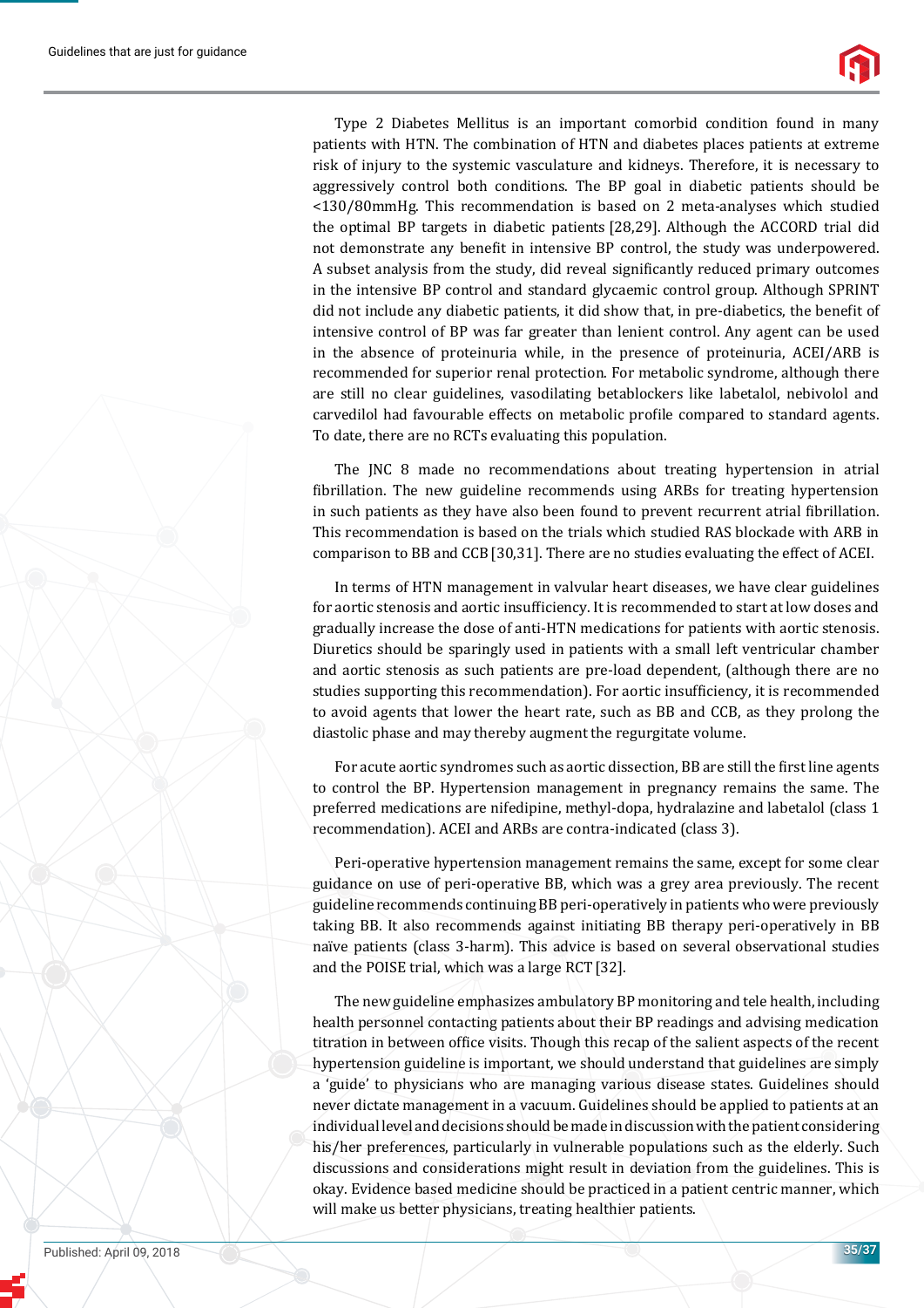Type 2 Diabetes Mellitus is an important comorbid condition found in many patients with HTN. The combination of HTN and diabetes places patients at extreme risk of injury to the systemic vasculature and kidneys. Therefore, it is necessary to aggressively control both conditions. The BP goal in diabetic patients should be <130/80mmHg. This recommendation is based on 2 meta-analyses which studied the optimal BP targets in diabetic patients [28,29]. Although the ACCORD trial did not demonstrate any benefit in intensive BP control, the study was underpowered. A subset analysis from the study, did reveal significantly reduced primary outcomes in the intensive BP control and standard glycaemic control group. Although SPRINT did not include any diabetic patients, it did show that, in pre-diabetics, the benefit of intensive control of BP was far greater than lenient control. Any agent can be used in the absence of proteinuria while, in the presence of proteinuria, ACEI/ARB is recommended for superior renal protection. For metabolic syndrome, although there are still no clear guidelines, vasodilating betablockers like labetalol, nebivolol and carvedilol had favourable effects on metabolic profile compared to standard agents. To date, there are no RCTs evaluating this population.

The JNC 8 made no recommendations about treating hypertension in atrial fibrillation. The new guideline recommends using ARBs for treating hypertension in such patients as they have also been found to prevent recurrent atrial fibrillation. This recommendation is based on the trials which studied RAS blockade with ARB in comparison to BB and CCB [30,31]. There are no studies evaluating the effect of ACEI.

In terms of HTN management in valvular heart diseases, we have clear guidelines for aortic stenosis and aortic insufficiency. It is recommended to start at low doses and gradually increase the dose of anti-HTN medications for patients with aortic stenosis. Diuretics should be sparingly used in patients with a small left ventricular chamber and aortic stenosis as such patients are pre-load dependent, (although there are no studies supporting this recommendation). For aortic insufficiency, it is recommended to avoid agents that lower the heart rate, such as BB and CCB, as they prolong the diastolic phase and may thereby augment the regurgitate volume.

For acute aortic syndromes such as aortic dissection, BB are still the first line agents to control the BP. Hypertension management in pregnancy remains the same. The preferred medications are nifedipine, methyl-dopa, hydralazine and labetalol (class 1 recommendation). ACEI and ARBs are contra-indicated (class 3).

Peri-operative hypertension management remains the same, except for some clear guidance on use of peri-operative BB, which was a grey area previously. The recent guideline recommends continuing BB peri-operatively in patients who were previously taking BB. It also recommends against initiating BB therapy peri-operatively in BB naïve patients (class 3-harm). This advice is based on several observational studies and the POISE trial, which was a large RCT [32].

The new guideline emphasizes ambulatory BP monitoring and tele health, including health personnel contacting patients about their BP readings and advising medication titration in between office visits. Though this recap of the salient aspects of the recent hypertension guideline is important, we should understand that guidelines are simply a 'guide' to physicians who are managing various disease states. Guidelines should never dictate management in a vacuum. Guidelines should be applied to patients at an individual level and decisions should be made in discussion with the patient considering his/her preferences, particularly in vulnerable populations such as the elderly. Such discussions and considerations might result in deviation from the guidelines. This is okay. Evidence based medicine should be practiced in a patient centric manner, which will make us better physicians, treating healthier patients.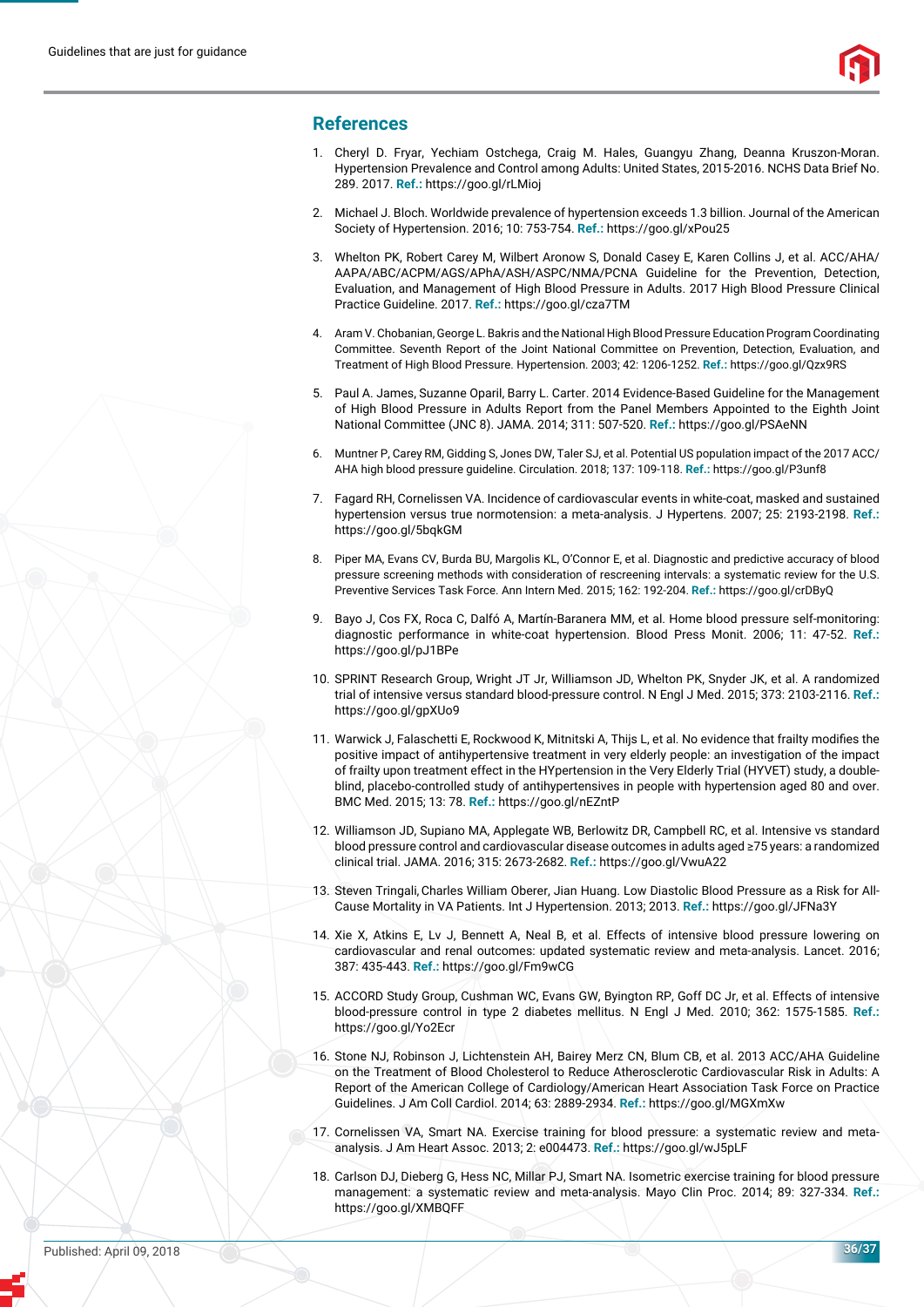## References

1. Cheryl D. Fryar, Yechiam Ostchega, Craig M. Hales, Guangyu Zhang, Deanna Kruszon-Moran. Hypertension Prevalence and Control among Adults: United States, 2015-2016. NCHS Data Brief No. 289. 2017. **Ref.:** https://goo.gl/rLMioj

2. Michael J. Bloch. Worldwide prevalence of hypertension exceeds 1.3 billion. Journal of the American Society of Hypertension. 2016; 10: 753-754. **Ref.:** https://goo.gl/xPou25

3. Whelton PK, Robert Carey M, Wilbert Aronow S, Donald Casey E, Karen Collins J, et al. ACC/AHA/AAPA/ABC/ACPM/AGS/APhA/ASH/ASPC/NMA/PCNA Guideline for the Prevention, Detection, Evaluation, and Management of High Blood Pressure in Adults. 2017 High Blood Pressure Clinical Practice Guideline. 2017. **Ref.:** https://goo.gl/cza7TM

4. Aram V. Chobanian, George L. Bakris and the National High Blood Pressure Education Program Coordinating Committee. Seventh Report of the Joint National Committee on Prevention, Detection, Evaluation, and Treatment of High Blood Pressure. Hypertension. 2003; 42: 1206-1252. **Ref.:** https://goo.gl/Qzx9RS

5. Paul A. James, Suzanne Oparil, Barry L. Carter. 2014 Evidence-Based Guideline for the Management of High Blood Pressure in Adults Report from the Panel Members Appointed to the Eighth Joint National Committee (JNC 8). JAMA. 2014; 311: 507-520. **Ref.:** https://goo.gl/PSAeNN

6. Muntner P, Carey RM, Gidding S, Jones DW, Taler SJ, et al. Potential US population impact of the 2017 ACC/AHA high blood pressure guideline. Circulation. 2018; 137: 109-118. **Ref.:** https://goo.gl/P3unf8

7. Fagard RH, Cornelissen VA. Incidence of cardiovascular events in white-coat, masked and sustained hypertension versus true normotension: a meta-analysis. J Hypertens. 2007; 25: 2193-2198. **Ref.:** https://goo.gl/5bqkGM

8. Piper MA, Evans CV, Burda BU, Margolis KL, O'Connor E, et al. Diagnostic and predictive accuracy of blood pressure screening methods with consideration of rescreening intervals: a systematic review for the U.S. Preventive Services Task Force. Ann Intern Med. 2015; 162: 192-204. **Ref.:** https://goo.gl/crDByQ

9. Bayo J, Cos FX, Roca C, Dalfó A, Martín-Baranera MM, et al. Home blood pressure self-monitoring: diagnostic performance in white-coat hypertension. Blood Press Monit. 2006; 11: 47-52. **Ref.:** https://goo.gl/pJ1BPe

10. SPRINT Research Group, Wright JT Jr, Williamson JD, Whelton PK, Snyder JK, et al. A randomized trial of intensive versus standard blood-pressure control. N Engl J Med. 2015; 373: 2103-2116. **Ref.:** https://goo.gl/gpXUo9

11. Warwick J, Falaschetti E, Rockwood K, Mitnitski A, Thijs L, et al. No evidence that frailty modifies the positive impact of antihypertensive treatment in very elderly people: an investigation of the impact of frailty upon treatment effect in the HYpertension in the Very Elderly Trial (HYVET) study, a double-blind, placebo-controlled study of antihypertensives in people with hypertension aged 80 and over. BMC Med. 2015; 13: 78. **Ref.:** https://goo.gl/nEZntP

12. Williamson JD, Supiano MA, Applegate WB, Berlowitz DR, Campbell RC, et al. Intensive vs standard blood pressure control and cardiovascular disease outcomes in adults aged ≥75 years: a randomized clinical trial. JAMA. 2016; 315: 2673-2682. **Ref.:** https://goo.gl/VwuA22

13. Steven Tringali, Charles William Oberer, Jian Huang. Low Diastolic Blood Pressure as a Risk for All-Cause Mortality in VA Patients. Int J Hypertension. 2013; 2013. **Ref.:** https://goo.gl/JFNa3Y

14. Xie X, Atkins E, Lv J, Bennett A, Neal B, et al. Effects of intensive blood pressure lowering on cardiovascular and renal outcomes: updated systematic review and meta-analysis. Lancet. 2016; 387: 435-443. **Ref.:** https://goo.gl/Fm9wCG

15. ACCORD Study Group, Cushman WC, Evans GW, Byington RP, Goff DC Jr, et al. Effects of intensive blood-pressure control in type 2 diabetes mellitus. N Engl J Med. 2010; 362: 1575-1585. **Ref.:** https://goo.gl/Yo2Ecr

16. Stone NJ, Robinson J, Lichtenstein AH, Bairey Merz CN, Blum CB, et al. 2013 ACC/AHA Guideline on the Treatment of Blood Cholesterol to Reduce Atherosclerotic Cardiovascular Risk in Adults: A Report of the American College of Cardiology/American Heart Association Task Force on Practice Guidelines. J Am Coll Cardiol. 2014; 63: 2889-2934. **Ref.:** https://goo.gl/MGXmXw

17. Cornelissen VA, Smart NA. Exercise training for blood pressure: a systematic review and meta-analysis. J Am Heart Assoc. 2013; 2: e004473. **Ref.:** https://goo.gl/wJ5pLF

18. Carlson DJ, Dieberg G, Hess NC, Millar PJ, Smart NA. Isometric exercise training for blood pressure management: a systematic review and meta-analysis. Mayo Clin Proc. 2014; 89: 327-334. **Ref.:** https://goo.gl/XMBQFF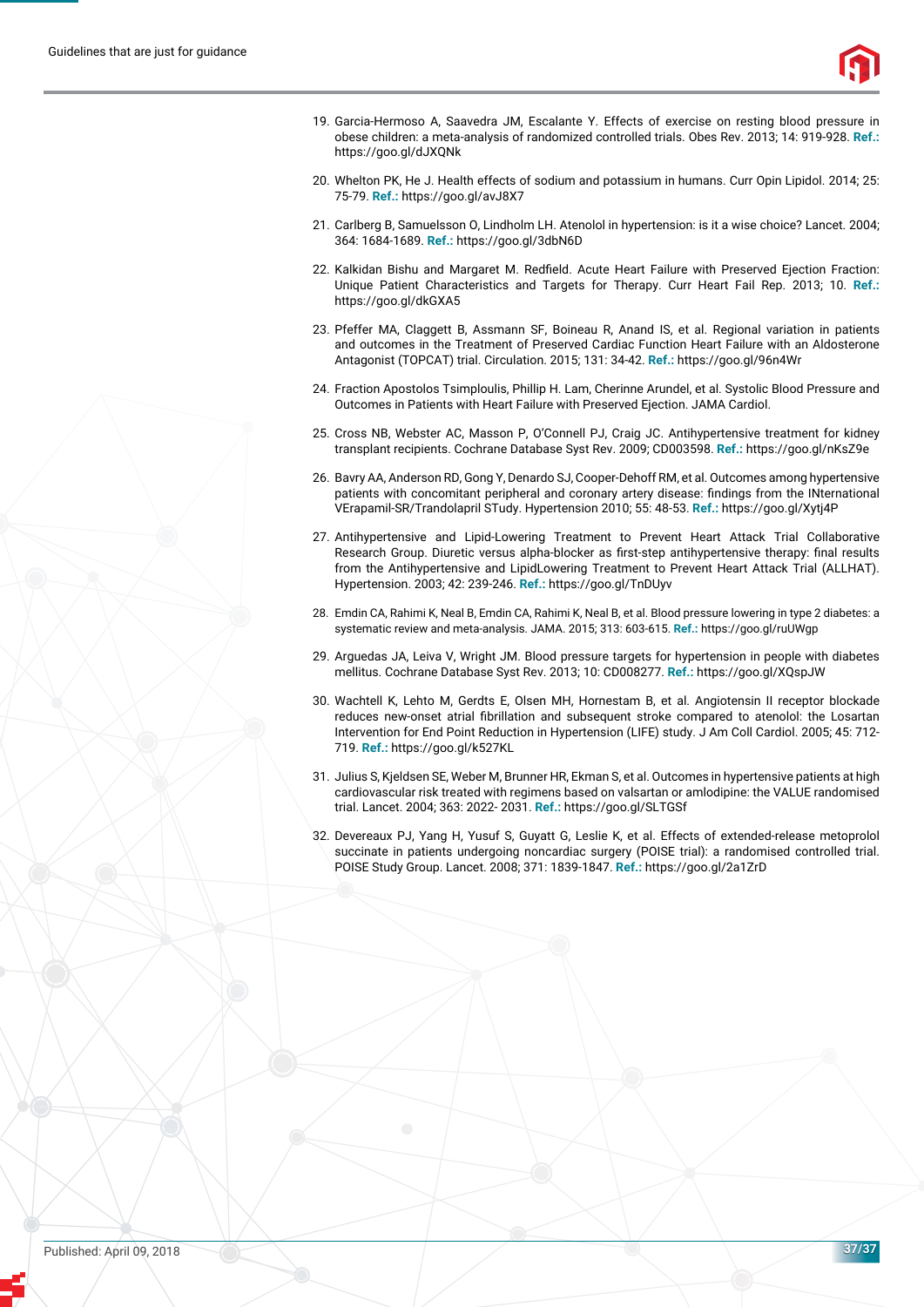19. Garcia-Hermoso A, Saavedra JM, Escalante Y. Effects of exercise on resting blood pressure in obese children: a meta-analysis of randomized controlled trials. Obes Rev. 2013; 14: 919-928. **Ref.:** https://goo.gl/dJXQNk

20. Whelton PK, He J. Health effects of sodium and potassium in humans. Curr Opin Lipidol. 2014; 25: 75-79. **Ref.:** https://goo.gl/avJ8X7

21. Carlberg B, Samuelsson O, Lindholm LH. Atenolol in hypertension: is it a wise choice? Lancet. 2004; 364: 1684-1689. **Ref.:** https://goo.gl/3dbN6D

22. Kalkidan Bishu and Margaret M. Redfield. Acute Heart Failure with Preserved Ejection Fraction: Unique Patient Characteristics and Targets for Therapy. Curr Heart Fail Rep. 2013; 10. **Ref.:** https://goo.gl/dkGXA5

23. Pfeffer MA, Claggett B, Assmann SF, Boineau R, Anand IS, et al. Regional variation in patients and outcomes in the Treatment of Preserved Cardiac Function Heart Failure with an Aldosterone Antagonist (TOPCAT) trial. Circulation. 2015; 131: 34-42. **Ref.:** https://goo.gl/96n4Wr

24. Fraction Apostolos Tsimploulis, Phillip H. Lam, Cherinne Arundel, et al. Systolic Blood Pressure and Outcomes in Patients with Heart Failure with Preserved Ejection. JAMA Cardiol.

25. Cross NB, Webster AC, Masson P, O'Connell PJ, Craig JC. Antihypertensive treatment for kidney transplant recipients. Cochrane Database Syst Rev. 2009; CD003598. **Ref.:** https://goo.gl/nKsZ9e

26. Bavry AA, Anderson RD, Gong Y, Denardo SJ, Cooper-Dehoff RM, et al. Outcomes among hypertensive patients with concomitant peripheral and coronary artery disease: findings from the INternational VErapamil-SR/Trandolapril STudy. Hypertension 2010; 55: 48-53. **Ref.:** https://goo.gl/Xytj4P

27. Antihypertensive and Lipid-Lowering Treatment to Prevent Heart Attack Trial Collaborative Research Group. Diuretic versus alpha-blocker as first-step antihypertensive therapy: final results from the Antihypertensive and LipidLowering Treatment to Prevent Heart Attack Trial (ALLHAT). Hypertension. 2003; 42: 239-246. **Ref.:** https://goo.gl/TnDUyv

28. Emdin CA, Rahimi K, Neal B, Emdin CA, Rahimi K, Neal B, et al. Blood pressure lowering in type 2 diabetes: a systematic review and meta-analysis. JAMA. 2015; 313: 603-615. **Ref.:** https://goo.gl/ruUWgp

29. Arguedas JA, Leiva V, Wright JM. Blood pressure targets for hypertension in people with diabetes mellitus. Cochrane Database Syst Rev. 2013; 10: CD008277. **Ref.:** https://goo.gl/XQspJW

30. Wachtell K, Lehto M, Gerdts E, Olsen MH, Hornestam B, et al. Angiotensin II receptor blockade reduces new-onset atrial fibrillation and subsequent stroke compared to atenolol: the Losartan Intervention for End Point Reduction in Hypertension (LIFE) study. J Am Coll Cardiol. 2005; 45: 712-719. **Ref.:** https://goo.gl/k527KL

31. Julius S, Kjeldsen SE, Weber M, Brunner HR, Ekman S, et al. Outcomes in hypertensive patients at high cardiovascular risk treated with regimens based on valsartan or amlodipine: the VALUE randomised trial. Lancet. 2004; 363: 2022- 2031. **Ref.:** https://goo.gl/SLTGSf

32. Devereaux PJ, Yang H, Yusuf S, Guyatt G, Leslie K, et al. Effects of extended-release metoprolol succinate in patients undergoing noncardiac surgery (POISE trial): a randomised controlled trial. POISE Study Group. Lancet. 2008; 371: 1839-1847. **Ref.:** https://goo.gl/2a1ZrD